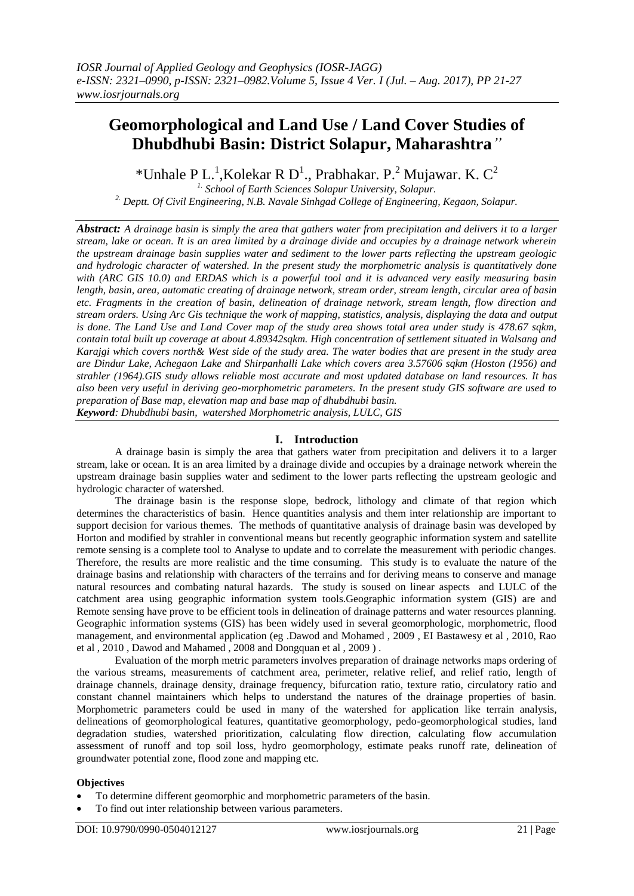# Geomorphological and Land Use / Land Cover Studies of Dhubdhubi Basin: District Solapur, Maharashtra"

*Unhale P L.[1], Kolekar R D[1]., Prabhakar. P.[2] Mujawar. K. C[2]

[1.] *School of Earth Sciences Solapur University, Solapur.*

[2.] *Deptt. Of Civil Engineering, N.B. Navale Sinhgad College of Engineering, Kegaon, Solapur.*

***Abstract:*** *A drainage basin is simply the area that gathers water from precipitation and delivers it to a larger stream, lake or ocean. It is an area limited by a drainage divide and occupies by a drainage network wherein the upstream drainage basin supplies water and sediment to the lower parts reflecting the upstream geologic and hydrologic character of watershed. In the present study the morphometric analysis is quantitatively done with (ARC GIS 10.0) and ERDAS which is a powerful tool and it is advanced very easily measuring basin length, basin, area, automatic creating of drainage network, stream order, stream length, circular area of basin etc. Fragments in the creation of basin, delineation of drainage network, stream length, flow direction and stream orders. Using Arc Gis technique the work of mapping, statistics, analysis, displaying the data and output is done. The Land Use and Land Cover map of the study area shows total area under study is 478.67 sqkm, contain total built up coverage at about 4.89342sqkm. High concentration of settlement situated in Walsang and Karajgi which covers north& West side of the study area. The water bodies that are present in the study area are Dindur Lake, Achegaon Lake and Shirpanhalli Lake which covers area 3.57606 sqkm (Hoston (1956) and strahler (1964).GIS study allows reliable most accurate and most updated database on land resources. It has also been very useful in deriving geo-morphometric parameters. In the present study GIS software are used to preparation of Base map, elevation map and base map of dhubdhubi basin.*

***Keyword****: Dhubdhubi basin, watershed Morphometric analysis, LULC, GIS*

## I. Introduction

A drainage basin is simply the area that gathers water from precipitation and delivers it to a larger stream, lake or ocean. It is an area limited by a drainage divide and occupies by a drainage network wherein the upstream drainage basin supplies water and sediment to the lower parts reflecting the upstream geologic and hydrologic character of watershed.

The drainage basin is the response slope, bedrock, lithology and climate of that region which determines the characteristics of basin. Hence quantities analysis and them inter relationship are important to support decision for various themes. The methods of quantitative analysis of drainage basin was developed by Horton and modified by strahler in conventional means but recently geographic information system and satellite remote sensing is a complete tool to Analyse to update and to correlate the measurement with periodic changes. Therefore, the results are more realistic and the time consuming. This study is to evaluate the nature of the drainage basins and relationship with characters of the terrains and for deriving means to conserve and manage natural resources and combating natural hazards. The study is soused on linear aspects and LULC of the catchment area using geographic information system tools.Geographic information system (GIS) are and Remote sensing have prove to be efficient tools in delineation of drainage patterns and water resources planning. Geographic information systems (GIS) has been widely used in several geomorphologic, morphometric, flood management, and environmental application (eg .Dawod and Mohamed , 2009 , EI Bastawesy et al , 2010, Rao et al , 2010 , Dawod and Mahamed , 2008 and Dongquan et al , 2009 ) .

Evaluation of the morph metric parameters involves preparation of drainage networks maps ordering of the various streams, measurements of catchment area, perimeter, relative relief, and relief ratio, length of drainage channels, drainage density, drainage frequency, bifurcation ratio, texture ratio, circulatory ratio and constant channel maintainers which helps to understand the natures of the drainage properties of basin. Morphometric parameters could be used in many of the watershed for application like terrain analysis, delineations of geomorphological features, quantitative geomorphology, pedo-geomorphological studies, land degradation studies, watershed prioritization, calculating flow direction, calculating flow accumulation assessment of runoff and top soil loss, hydro geomorphology, estimate peaks runoff rate, delineation of groundwater potential zone, flood zone and mapping etc.

**Objectives**

- To determine different geomorphic and morphometric parameters of the basin.
- To find out inter relationship between various parameters.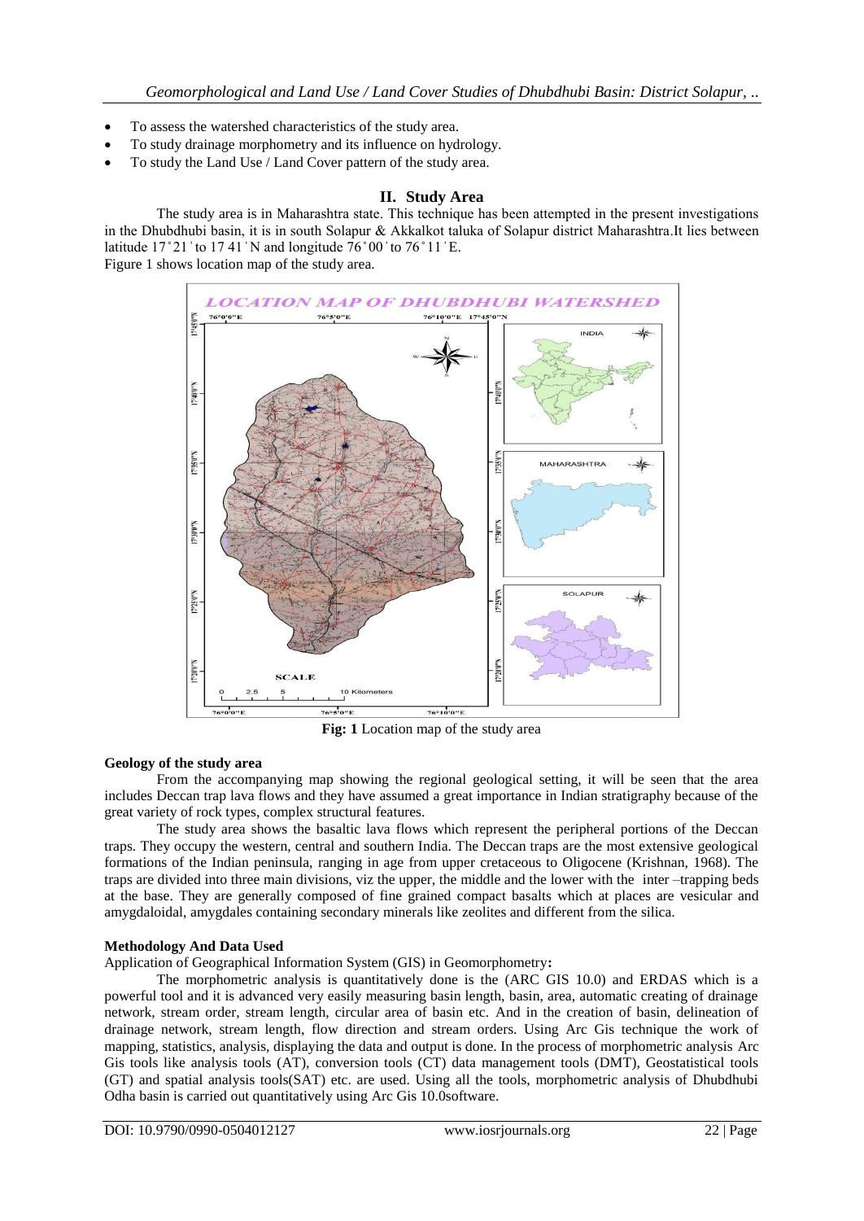- To assess the watershed characteristics of the study area.
- To study drainage morphometry and its influence on hydrology.
- To study the Land Use / Land Cover pattern of the study area.

## II. Study Area

The study area is in Maharashtra state. This technique has been attempted in the present investigations in the Dhubdhubi basin, it is in south Solapur & Akkalkot taluka of Solapur district Maharashtra.It lies between latitude 17˚21ˈ to 17 41ˈN and longitude 76˚00ˈ to 76˚11ˈE.

Figure 1 shows location map of the study area.

**Fig: 1** Location map of the study area

### Geology of the study area

From the accompanying map showing the regional geological setting, it will be seen that the area includes Deccan trap lava flows and they have assumed a great importance in Indian stratigraphy because of the great variety of rock types, complex structural features.

The study area shows the basaltic lava flows which represent the peripheral portions of the Deccan traps. They occupy the western, central and southern India. The Deccan traps are the most extensive geological formations of the Indian peninsula, ranging in age from upper cretaceous to Oligocene (Krishnan, 1968). The traps are divided into three main divisions, viz the upper, the middle and the lower with the inter –trapping beds at the base. They are generally composed of fine grained compact basalts which at places are vesicular and amygdaloidal, amygdales containing secondary minerals like zeolites and different from the silica.

### Methodology And Data Used

Application of Geographical Information System (GIS) in Geomorphometry**:**

The morphometric analysis is quantitatively done is the (ARC GIS 10.0) and ERDAS which is a powerful tool and it is advanced very easily measuring basin length, basin, area, automatic creating of drainage network, stream order, stream length, circular area of basin etc. And in the creation of basin, delineation of drainage network, stream length, flow direction and stream orders. Using Arc Gis technique the work of mapping, statistics, analysis, displaying the data and output is done. In the process of morphometric analysis Arc Gis tools like analysis tools (AT), conversion tools (CT) data management tools (DMT), Geostatistical tools (GT) and spatial analysis tools(SAT) etc. are used. Using all the tools, morphometric analysis of Dhubdhubi Odha basin is carried out quantitatively using Arc Gis 10.0software.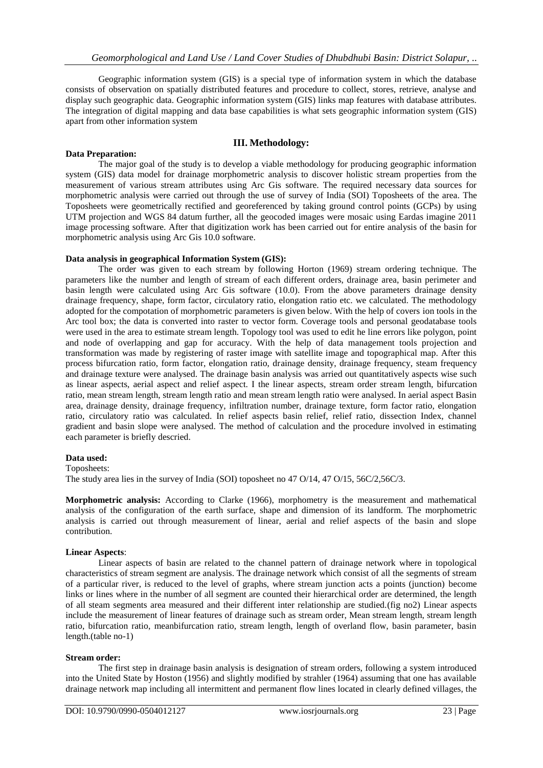Geographic information system (GIS) is a special type of information system in which the database consists of observation on spatially distributed features and procedure to collect, stores, retrieve, analyse and display such geographic data. Geographic information system (GIS) links map features with database attributes. The integration of digital mapping and data base capabilities is what sets geographic information system (GIS) apart from other information system

## III. Methodology:

**Data Preparation:**

The major goal of the study is to develop a viable methodology for producing geographic information system (GIS) data model for drainage morphometric analysis to discover holistic stream properties from the measurement of various stream attributes using Arc Gis software. The required necessary data sources for morphometric analysis were carried out through the use of survey of India (SOI) Toposheets of the area. The Toposheets were geometrically rectified and georeferenced by taking ground control points (GCPs) by using UTM projection and WGS 84 datum further, all the geocoded images were mosaic using Eardas imagine 2011 image processing software. After that digitization work has been carried out for entire analysis of the basin for morphometric analysis using Arc Gis 10.0 software.

**Data analysis in geographical Information System (GIS):**

The order was given to each stream by following Horton (1969) stream ordering technique. The parameters like the number and length of stream of each different orders, drainage area, basin perimeter and basin length were calculated using Arc Gis software (10.0). From the above parameters drainage density drainage frequency, shape, form factor, circulatory ratio, elongation ratio etc. we calculated. The methodology adopted for the compotation of morphometric parameters is given below. With the help of covers ion tools in the Arc tool box; the data is converted into raster to vector form. Coverage tools and personal geodatabase tools were used in the area to estimate stream length. Topology tool was used to edit he line errors like polygon, point and node of overlapping and gap for accuracy. With the help of data management tools projection and transformation was made by registering of raster image with satellite image and topographical map. After this process bifurcation ratio, form factor, elongation ratio, drainage density, drainage frequency, steam frequency and drainage texture were analysed. The drainage basin analysis was arried out quantitatively aspects wise such as linear aspects, aerial aspect and relief aspect. I the linear aspects, stream order stream length, bifurcation ratio, mean stream length, stream length ratio and mean stream length ratio were analysed. In aerial aspect Basin area, drainage density, drainage frequency, infiltration number, drainage texture, form factor ratio, elongation ratio, circulatory ratio was calculated. In relief aspects basin relief, relief ratio, dissection Index, channel gradient and basin slope were analysed. The method of calculation and the procedure involved in estimating each parameter is briefly descried.

**Data used:**

Toposheets:

The study area lies in the survey of India (SOI) toposheet no 47 O/14, 47 O/15, 56C/2,56C/3.

**Morphometric analysis:** According to Clarke (1966), morphometry is the measurement and mathematical analysis of the configuration of the earth surface, shape and dimension of its landform. The morphometric analysis is carried out through measurement of linear, aerial and relief aspects of the basin and slope contribution.

**Linear Aspects**:

Linear aspects of basin are related to the channel pattern of drainage network where in topological characteristics of stream segment are analysis. The drainage network which consist of all the segments of stream of a particular river, is reduced to the level of graphs, where stream junction acts a points (junction) become links or lines where in the number of all segment are counted their hierarchical order are determined, the length of all steam segments area measured and their different inter relationship are studied.(fig no2) Linear aspects include the measurement of linear features of drainage such as stream order, Mean stream length, stream length ratio, bifurcation ratio, meanbifurcation ratio, stream length, length of overland flow, basin parameter, basin length.(table no-1)

**Stream order:**

The first step in drainage basin analysis is designation of stream orders, following a system introduced into the United State by Hoston (1956) and slightly modified by strahler (1964) assuming that one has available drainage network map including all intermittent and permanent flow lines located in clearly defined villages, the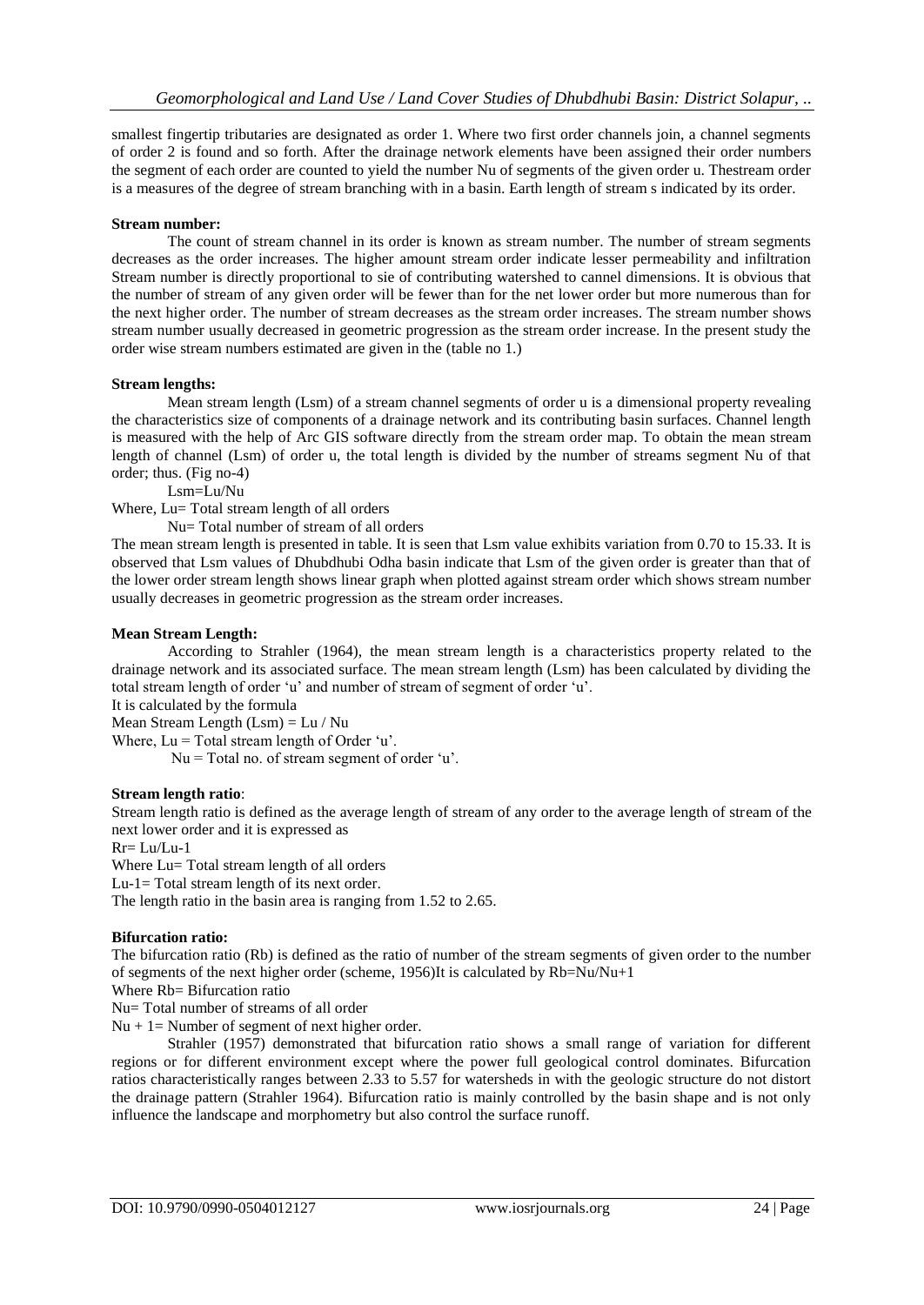smallest fingertip tributaries are designated as order 1. Where two first order channels join, a channel segments of order 2 is found and so forth. After the drainage network elements have been assigned their order numbers the segment of each order are counted to yield the number Nu of segments of the given order u. Thestream order is a measures of the degree of stream branching with in a basin. Earth length of stream s indicated by its order.

**Stream number:**

The count of stream channel in its order is known as stream number. The number of stream segments decreases as the order increases. The higher amount stream order indicate lesser permeability and infiltration Stream number is directly proportional to sie of contributing watershed to cannel dimensions. It is obvious that the number of stream of any given order will be fewer than for the net lower order but more numerous than for the next higher order. The number of stream decreases as the stream order increases. The stream number shows stream number usually decreased in geometric progression as the stream order increase. In the present study the order wise stream numbers estimated are given in the (table no 1.)

**Stream lengths:**

Mean stream length (Lsm) of a stream channel segments of order u is a dimensional property revealing the characteristics size of components of a drainage network and its contributing basin surfaces. Channel length is measured with the help of Arc GIS software directly from the stream order map. To obtain the mean stream length of channel (Lsm) of order u, the total length is divided by the number of streams segment Nu of that order; thus. (Fig no-4)

$Lsm=Lu/Nu$

Where, Lu= Total stream length of all orders

Nu= Total number of stream of all orders

The mean stream length is presented in table. It is seen that Lsm value exhibits variation from 0.70 to 15.33. It is observed that Lsm values of Dhubdhubi Odha basin indicate that Lsm of the given order is greater than that of the lower order stream length shows linear graph when plotted against stream order which shows stream number usually decreases in geometric progression as the stream order increases.

**Mean Stream Length:**

According to Strahler (1964), the mean stream length is a characteristics property related to the drainage network and its associated surface. The mean stream length (Lsm) has been calculated by dividing the total stream length of order 'u' and number of stream of segment of order 'u'.

It is calculated by the formula

Mean Stream Length $(Lsm) = Lu / Nu$

Where, Lu = Total stream length of Order 'u'.

Nu = Total no. of stream segment of order 'u'.

**Stream length ratio**:

Stream length ratio is defined as the average length of stream of any order to the average length of stream of the next lower order and it is expressed as

$Rr= Lu/Lu\text{-}1$

Where Lu= Total stream length of all orders

Lu-1= Total stream length of its next order.

The length ratio in the basin area is ranging from 1.52 to 2.65.

**Bifurcation ratio:**

The bifurcation ratio (Rb) is defined as the ratio of number of the stream segments of given order to the number of segments of the next higher order (scheme, 1956)It is calculated by $Rb=Nu/Nu+1$

Where Rb= Bifurcation ratio

Nu= Total number of streams of all order

Nu + 1= Number of segment of next higher order.

Strahler (1957) demonstrated that bifurcation ratio shows a small range of variation for different regions or for different environment except where the power full geological control dominates. Bifurcation ratios characteristically ranges between 2.33 to 5.57 for watersheds in with the geologic structure do not distort the drainage pattern (Strahler 1964). Bifurcation ratio is mainly controlled by the basin shape and is not only influence the landscape and morphometry but also control the surface runoff.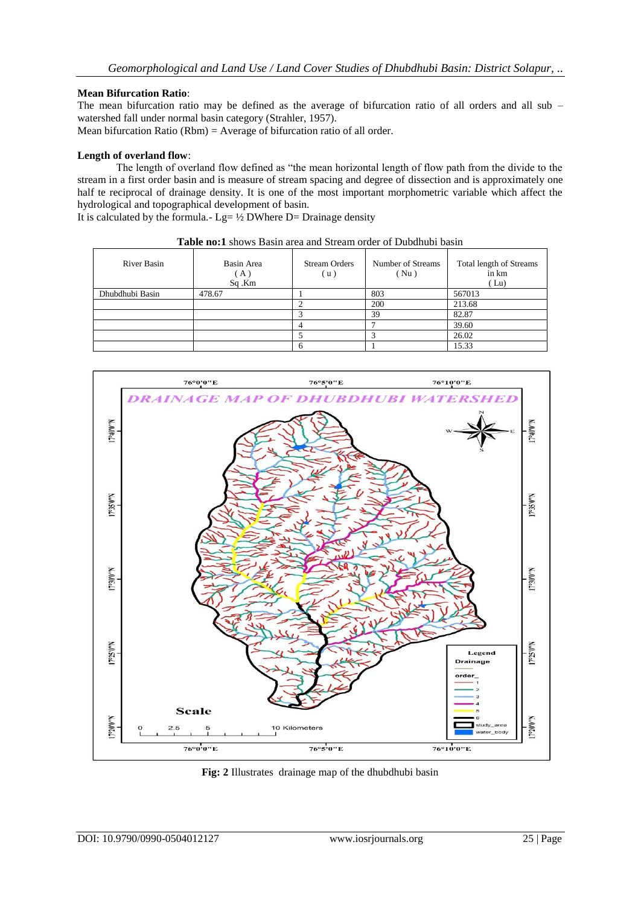**Mean Bifurcation Ratio**:

The mean bifurcation ratio may be defined as the average of bifurcation ratio of all orders and all sub – watershed fall under normal basin category (Strahler, 1957).

Mean bifurcation Ratio (Rbm) = Average of bifurcation ratio of all order.

**Length of overland flow**:

The length of overland flow defined as "the mean horizontal length of flow path from the divide to the stream in a first order basin and is measure of stream spacing and degree of dissection and is approximately one half te reciprocal of drainage density. It is one of the most important morphometric variable which affect the hydrological and topographical development of basin.

It is calculated by the formula.- Lg= ½ DWhere D= Drainage density

**Table no:1** shows Basin area and Stream order of Dubdhubi basin

| River Basin | Basin Area ( A ) Sq .Km | Stream Orders ( u ) | Number of Streams ( Nu ) | Total length of Streams in km ( Lu) |
|---|---|---|---|---|
| Dhubdhubi Basin | 478.67 | 1 | 803 | 567013 |
| | | 2 | 200 | 213.68 |
| | | 3 | 39 | 82.87 |
| | | 4 | 7 | 39.60 |
| | | 5 | 3 | 26.02 |
| | | 6 | 1 | 15.33 |

**Fig: 2** Illustrates drainage map of the dhubdhubi basin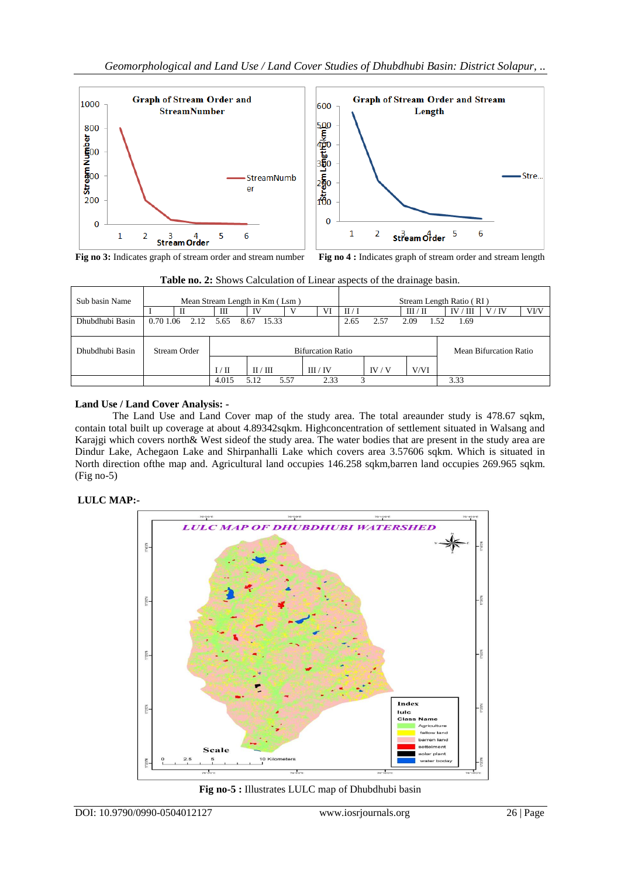Fig no 3: Indicates graph of stream order and stream number

Fig no 4 : Indicates graph of stream order and stream length

**Table no. 2:** Shows Calculation of Linear aspects of the drainage basin.

| Sub basin Name | Mean Stream Length in Km ( Lsm ) | | | | | | Stream Length Ratio ( Rl ) | | | | |
|---|---|---|---|---|---|---|---|---|---|---|---|
| | I | II | III | IV | V | VI | II / I | III / II | IV / III | V / IV | VI/V |
| Dhubdhubi Basin | 0.70 | 1.06 | 2.12 | 5.65 | 8.67 | 15.33 | 2.65 | 2.57 | 2.09 | 1.52 | 1.69 |

| Dhubdhubi Basin | Stream Order | Bifurcation Ratio | | | | | Mean Bifurcation Ratio |
|---|---|---|---|---|---|---|---|
| | | I / II | II / III | III / IV | IV / V | V/VI | |
| | | 4.015 | 5.12 | 5.57 | 2.33 | 3 | 3.33 |

**Land Use / Land Cover Analysis: -**

The Land Use and Land Cover map of the study area. The total areaunder study is 478.67 sqkm, contain total built up coverage at about 4.89342sqkm. Highconcentration of settlement situated in Walsang and Karajgi which covers north& West sideof the study area. The water bodies that are present in the study area are Dindur Lake, Achegaon Lake and Shirpanhalli Lake which covers area 3.57606 sqkm. Which is situated in North direction ofthe map and. Agricultural land occupies 146.258 sqkm,barren land occupies 269.965 sqkm. (Fig no-5)

**LULC MAP:-**

**Fig no-5 :** Illustrates LULC map of Dhubdhubi basin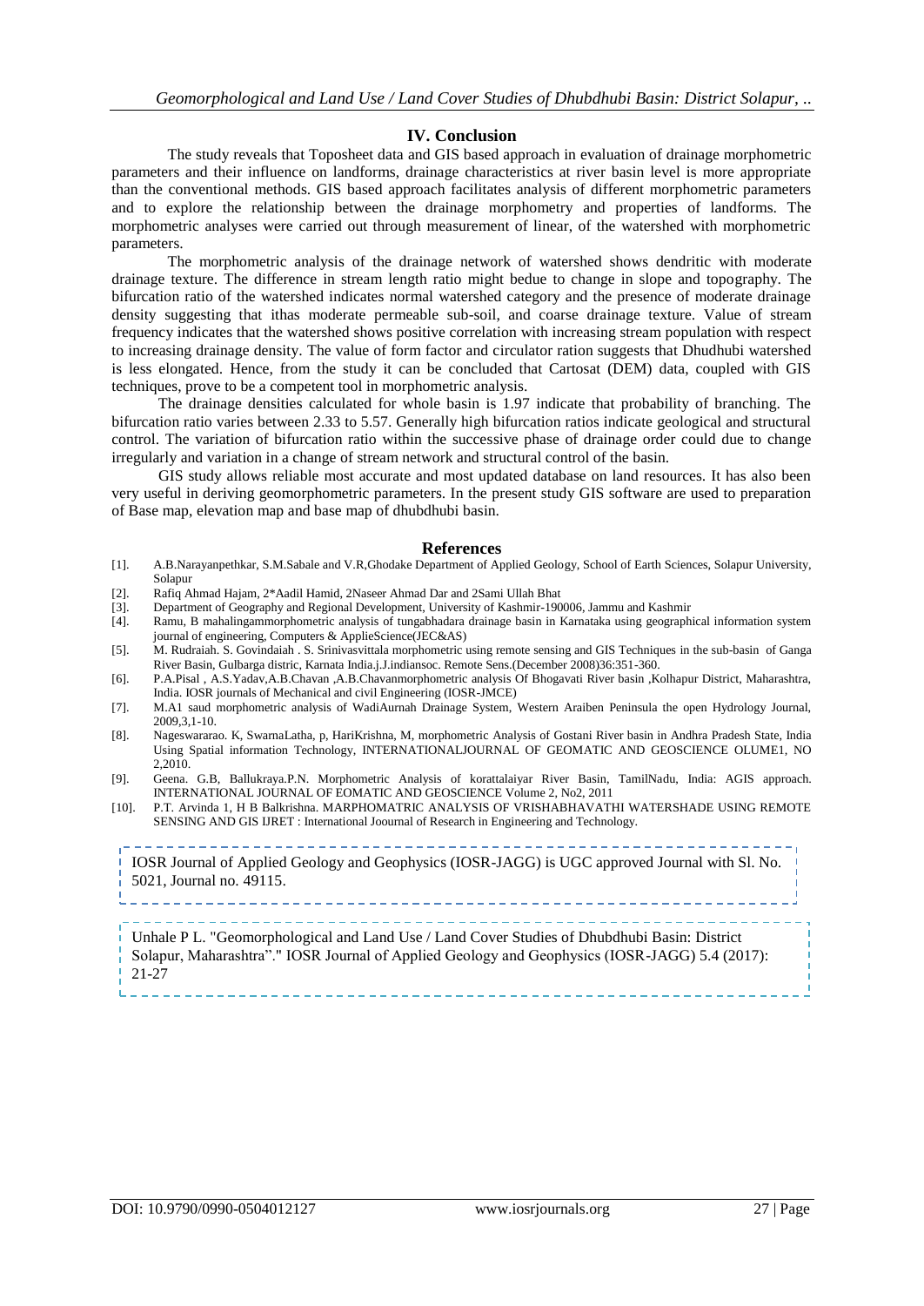## IV. Conclusion

The study reveals that Toposheet data and GIS based approach in evaluation of drainage morphometric parameters and their influence on landforms, drainage characteristics at river basin level is more appropriate than the conventional methods. GIS based approach facilitates analysis of different morphometric parameters and to explore the relationship between the drainage morphometry and properties of landforms. The morphometric analyses were carried out through measurement of linear, of the watershed with morphometric parameters.

The morphometric analysis of the drainage network of watershed shows dendritic with moderate drainage texture. The difference in stream length ratio might bedue to change in slope and topography. The bifurcation ratio of the watershed indicates normal watershed category and the presence of moderate drainage density suggesting that ithas moderate permeable sub-soil, and coarse drainage texture. Value of stream frequency indicates that the watershed shows positive correlation with increasing stream population with respect to increasing drainage density. The value of form factor and circulator ration suggests that Dhudhubi watershed is less elongated. Hence, from the study it can be concluded that Cartosat (DEM) data, coupled with GIS techniques, prove to be a competent tool in morphometric analysis.

The drainage densities calculated for whole basin is 1.97 indicate that probability of branching. The bifurcation ratio varies between 2.33 to 5.57. Generally high bifurcation ratios indicate geological and structural control. The variation of bifurcation ratio within the successive phase of drainage order could due to change irregularly and variation in a change of stream network and structural control of the basin.

GIS study allows reliable most accurate and most updated database on land resources. It has also been very useful in deriving geomorphometric parameters. In the present study GIS software are used to preparation of Base map, elevation map and base map of dhubdhubi basin.

## References

[1]. A.B.Narayanpethkar, S.M.Sabale and V.R,Ghodake Department of Applied Geology, School of Earth Sciences, Solapur University, Solapur

[2]. Rafiq Ahmad Hajam, 2*Aadil Hamid, 2Naseer Ahmad Dar and 2Sami Ullah Bhat

[3]. Department of Geography and Regional Development, University of Kashmir-190006, Jammu and Kashmir

[4]. Ramu, B mahalingammorphometric analysis of tungabhadara drainage basin in Karnataka using geographical information system journal of engineering, Computers & ApplieScience(JEC&AS)

[5]. M. Rudraiah. S. Govindaiah . S. Srinivasvittala morphometric using remote sensing and GIS Techniques in the sub-basin of Ganga River Basin, Gulbarga distric, Karnata India.j.J.indiansoc. Remote Sens.(December 2008)36:351-360.

[6]. P.A.Pisal , A.S.Yadav,A.B.Chavan ,A.B.Chavanmorphometric analysis Of Bhogavati River basin ,Kolhapur District, Maharashtra, India. IOSR journals of Mechanical and civil Engineering (IOSR-JMCE)

[7]. M.A1 saud morphometric analysis of WadiAurnah Drainage System, Western Araiben Peninsula the open Hydrology Journal, 2009,3,1-10.

[8]. Nageswararao. K, SwarnaLatha, p, HariKrishna, M, morphometric Analysis of Gostani River basin in Andhra Pradesh State, India Using Spatial information Technology, INTERNATIONALJOURNAL OF GEOMATIC AND GEOSCIENCE OLUME1, NO 2,2010.

[9]. Geena. G.B, Ballukraya.P.N. Morphometric Analysis of korattalaiyar River Basin, TamilNadu, India: AGIS approach. INTERNATIONAL JOURNAL OF EOMATIC AND GEOSCIENCE Volume 2, No2, 2011

[10]. P.T. Arvinda 1, H B Balkrishna. MARPHOMATRIC ANALYSIS OF VRISHABHAVATHI WATERSHADE USING REMOTE SENSING AND GIS IJRET : International Joournal of Research in Engineering and Technology.

IOSR Journal of Applied Geology and Geophysics (IOSR-JAGG) is UGC approved Journal with Sl. No. 5021, Journal no. 49115.

Unhale P L. "Geomorphological and Land Use / Land Cover Studies of Dhubdhubi Basin: District Solapur, Maharashtra"." IOSR Journal of Applied Geology and Geophysics (IOSR-JAGG) 5.4 (2017): 21-27